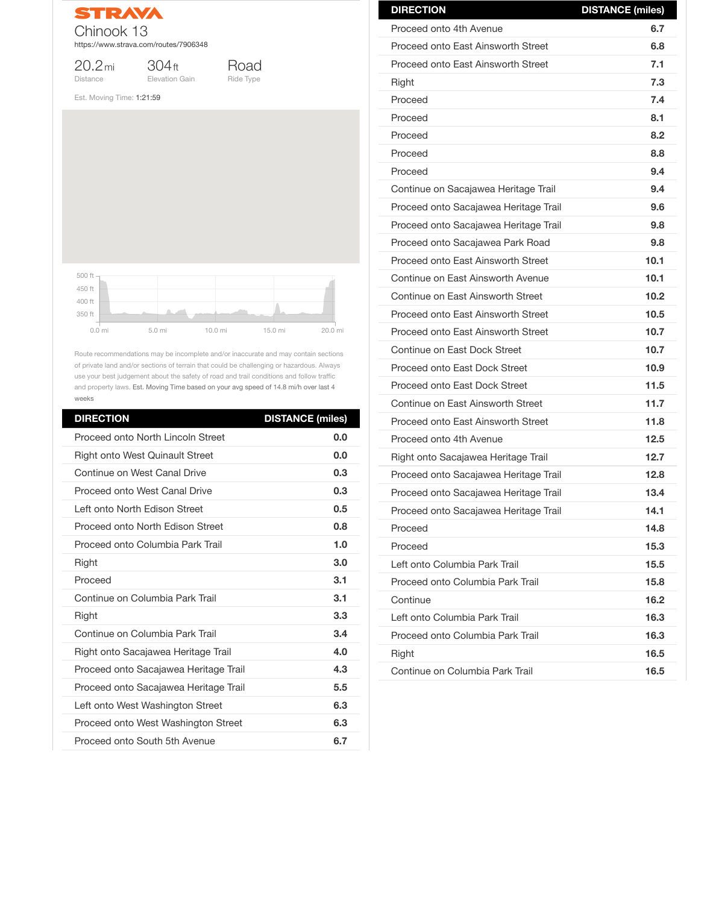# STRAVA

## Chinook 13

https://www.strava.com/routes/7906348

| 20.2 mi | 304 ft | Road |
| --- | --- | --- |
| Distance | Elevation Gain | Ride Type |

Est. Moving Time: 1:21:59

Route recommendations may be incomplete and/or inaccurate and may contain sections of private land and/or sections of terrain that could be challenging or hazardous. Always use your best judgement about the safety of road and trail conditions and follow traffic and property laws. Est. Moving Time based on your avg speed of 14.8 mi/h over last 4 weeks

| DIRECTION | DISTANCE (miles) |
| --- | --- |
| Proceed onto North Lincoln Street | 0.0 |
| Right onto West Quinault Street | 0.0 |
| Continue on West Canal Drive | 0.3 |
| Proceed onto West Canal Drive | 0.3 |
| Left onto North Edison Street | 0.5 |
| Proceed onto North Edison Street | 0.8 |
| Proceed onto Columbia Park Trail | 1.0 |
| Right | 3.0 |
| Proceed | 3.1 |
| Continue on Columbia Park Trail | 3.1 |
| Right | 3.3 |
| Continue on Columbia Park Trail | 3.4 |
| Right onto Sacajawea Heritage Trail | 4.0 |
| Proceed onto Sacajawea Heritage Trail | 4.3 |
| Proceed onto Sacajawea Heritage Trail | 5.5 |
| Left onto West Washington Street | 6.3 |
| Proceed onto West Washington Street | 6.3 |
| Proceed onto South 5th Avenue | 6.7 |
| Proceed onto 4th Avenue | 6.7 |
| Proceed onto East Ainsworth Street | 6.8 |
| Proceed onto East Ainsworth Street | 7.1 |
| Right | 7.3 |
| Proceed | 7.4 |
| Proceed | 8.1 |
| Proceed | 8.2 |
| Proceed | 8.8 |
| Proceed | 9.4 |
| Continue on Sacajawea Heritage Trail | 9.4 |
| Proceed onto Sacajawea Heritage Trail | 9.6 |
| Proceed onto Sacajawea Heritage Trail | 9.8 |
| Proceed onto Sacajawea Park Road | 9.8 |
| Proceed onto East Ainsworth Street | 10.1 |
| Continue on East Ainsworth Avenue | 10.1 |
| Continue on East Ainsworth Street | 10.2 |
| Proceed onto East Ainsworth Street | 10.5 |
| Proceed onto East Ainsworth Street | 10.7 |
| Continue on East Dock Street | 10.7 |
| Proceed onto East Dock Street | 10.9 |
| Proceed onto East Dock Street | 11.5 |
| Continue on East Ainsworth Street | 11.7 |
| Proceed onto East Ainsworth Street | 11.8 |
| Proceed onto 4th Avenue | 12.5 |
| Right onto Sacajawea Heritage Trail | 12.7 |
| Proceed onto Sacajawea Heritage Trail | 12.8 |
| Proceed onto Sacajawea Heritage Trail | 13.4 |
| Proceed onto Sacajawea Heritage Trail | 14.1 |
| Proceed | 14.8 |
| Proceed | 15.3 |
| Left onto Columbia Park Trail | 15.5 |
| Proceed onto Columbia Park Trail | 15.8 |
| Continue | 16.2 |
| Left onto Columbia Park Trail | 16.3 |
| Proceed onto Columbia Park Trail | 16.3 |
| Right | 16.5 |
| Continue on Columbia Park Trail | 16.5 |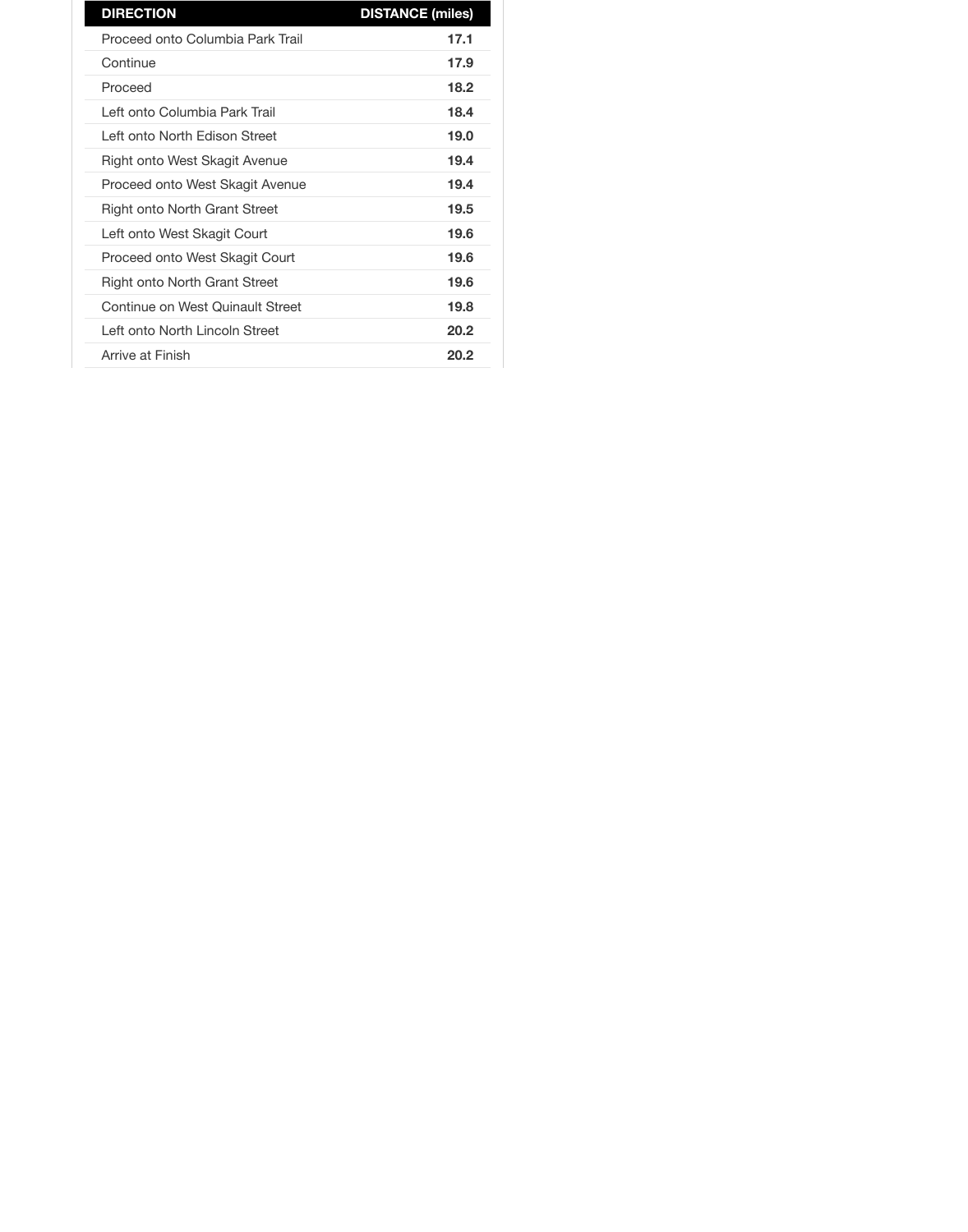| DIRECTION | DISTANCE (miles) |
| --- | --- |
| Proceed onto Columbia Park Trail | **17.1** |
| Continue | **17.9** |
| Proceed | **18.2** |
| Left onto Columbia Park Trail | **18.4** |
| Left onto North Edison Street | **19.0** |
| Right onto West Skagit Avenue | **19.4** |
| Proceed onto West Skagit Avenue | **19.4** |
| Right onto North Grant Street | **19.5** |
| Left onto West Skagit Court | **19.6** |
| Proceed onto West Skagit Court | **19.6** |
| Right onto North Grant Street | **19.6** |
| Continue on West Quinault Street | **19.8** |
| Left onto North Lincoln Street | **20.2** |
| Arrive at Finish | **20.2** |